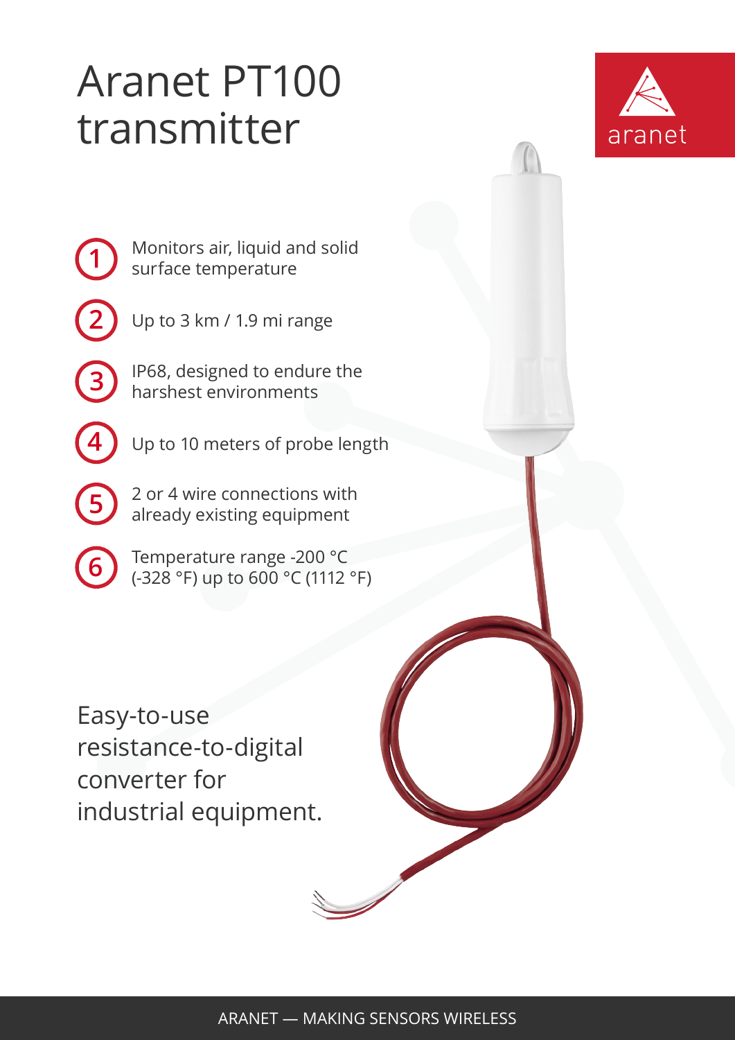# Aranet PT100 transmitter

aranet

1. Monitors air, liquid and solid surface temperature
2. Up to 3 km / 1.9 mi range
3. IP68, designed to endure the harshest environments
4. Up to 10 meters of probe length
5. 2 or 4 wire connections with already existing equipment
6. Temperature range -200 °C (-328 °F) up to 600 °C (1112 °F)

Easy-to-use resistance-to-digital converter for industrial equipment.

ARANET — MAKING SENSORS WIRELESS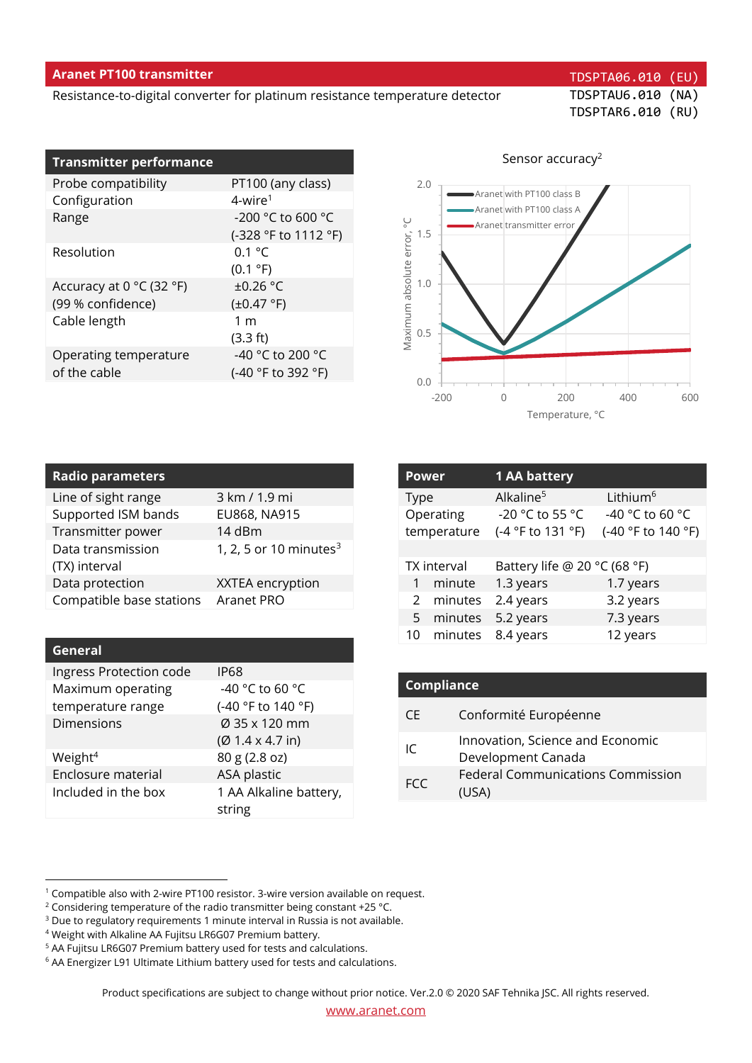## Aranet PT100 transmitter

Resistance-to-digital converter for platinum resistance temperature detector

TDSPTA06.010 (EU)
TDSPTAU6.010 (NA)
TDSPTAR6.010 (RU)

| Transmitter performance | |
|---|---|
| Probe compatibility | PT100 (any class) |
| Configuration | 4-wire[1] |
| Range | -200 °C to 600 °C (-328 °F to 1112 °F) |
| Resolution | 0.1 °C (0.1 °F) |
| Accuracy at 0 °C (32 °F) (99 % confidence) | ±0.26 °C (±0.47 °F) |
| Cable length | 1 m (3.3 ft) |
| Operating temperature of the cable | -40 °C to 200 °C (-40 °F to 392 °F) |

Sensor accuracy[2]

Aranet with PT100 class B
Aranet with PT100 class A
Aranet transmitter error

Maximum absolute error, °C
2.0
1.5
1.0
0.5
0.0

-200
0
200
400
600
Temperature, °C

| Radio parameters | |
|---|---|
| Line of sight range | 3 km / 1.9 mi |
| Supported ISM bands | EU868, NA915 |
| Transmitter power | 14 dBm |
| Data transmission (TX) interval | 1, 2, 5 or 10 minutes[3] |
| Data protection | XXTEA encryption |
| Compatible base stations | Aranet PRO |

| Power | 1 AA battery | |
|---|---|---|
| Type | Alkaline[5] | Lithium[6] |
| Operating temperature | -20 °C to 55 °C (-4 °F to 131 °F) | -40 °C to 60 °C (-40 °F to 140 °F) |
| TX interval | Battery life @ 20 °C (68 °F) | |
| 1 minute | 1.3 years | 1.7 years |
| 2 minutes | 2.4 years | 3.2 years |
| 5 minutes | 5.2 years | 7.3 years |
| 10 minutes | 8.4 years | 12 years |

| General | |
|---|---|
| Ingress Protection code | IP68 |
| Maximum operating temperature range | -40 °C to 60 °C (-40 °F to 140 °F) |
| Dimensions | Ø 35 x 120 mm (Ø 1.4 x 4.7 in) |
| Weight[4] | 80 g (2.8 oz) |
| Enclosure material | ASA plastic |
| Included in the box | 1 AA Alkaline battery, string |

| Compliance | |
|---|---|
| CE | Conformité Européenne |
| IC | Innovation, Science and Economic Development Canada |
| FCC | Federal Communications Commission (USA) |

[1] Compatible also with 2-wire PT100 resistor. 3-wire version available on request.
[2] Considering temperature of the radio transmitter being constant +25 °C.
[3] Due to regulatory requirements 1 minute interval in Russia is not available.
[4] Weight with Alkaline AA Fujitsu LR6G07 Premium battery.
[5] AA Fujitsu LR6G07 Premium battery used for tests and calculations.
[6] AA Energizer L91 Ultimate Lithium battery used for tests and calculations.

Product specifications are subject to change without prior notice. Ver.2.0 © 2020 SAF Tehnika JSC. All rights reserved.

www.aranet.com